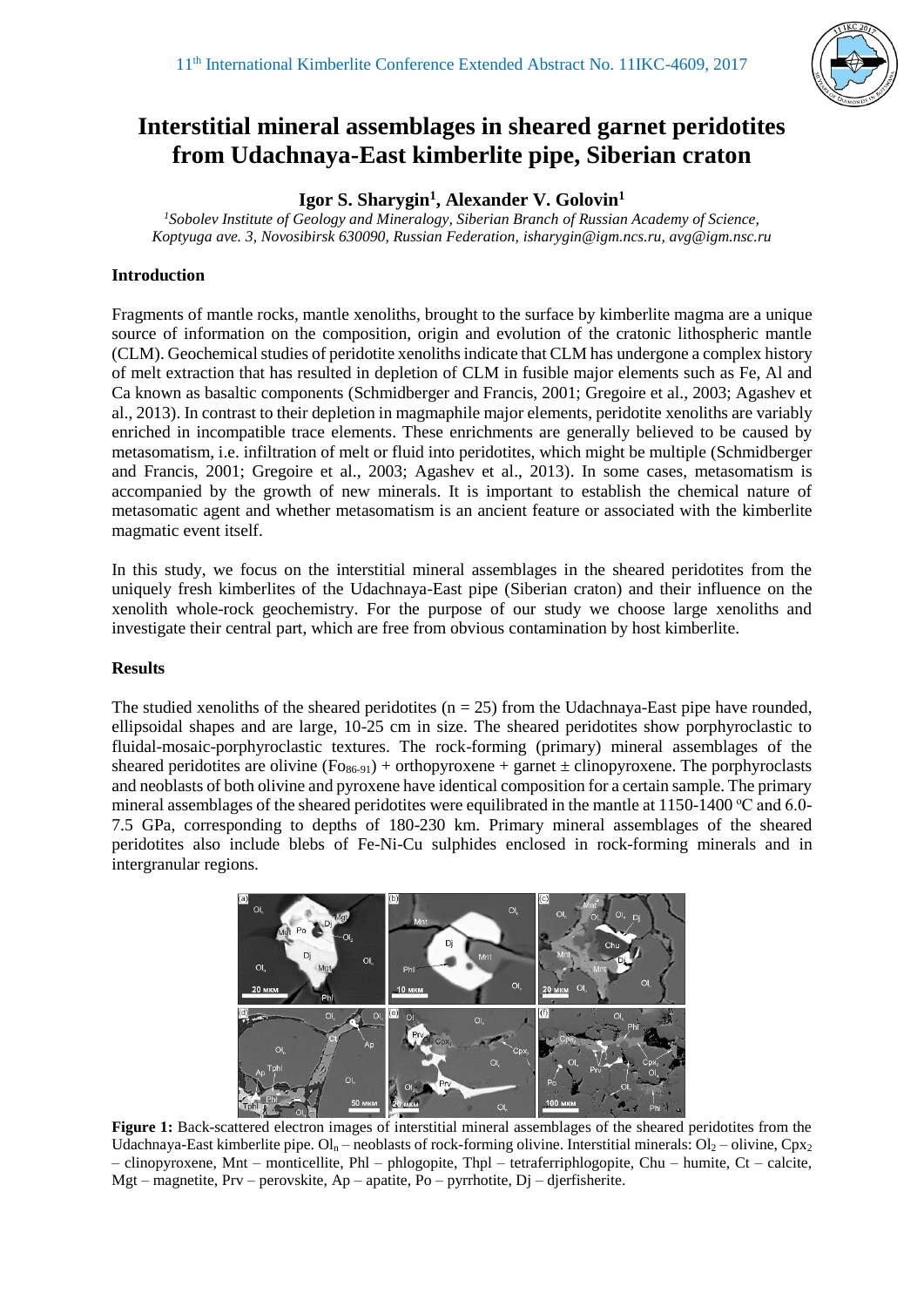# Interstitial mineral assemblages in sheared garnet peridotites from Udachnaya-East kimberlite pipe, Siberian craton

**Igor S. Sharygin[1], Alexander V. Golovin[1]**

*[1]Sobolev Institute of Geology and Mineralogy, Siberian Branch of Russian Academy of Science, Koptyuga ave. 3, Novosibirsk 630090, Russian Federation, isharygin@igm.ncs.ru, avg@igm.nsc.ru*

### Introduction

Fragments of mantle rocks, mantle xenoliths, brought to the surface by kimberlite magma are a unique source of information on the composition, origin and evolution of the cratonic lithospheric mantle (CLM). Geochemical studies of peridotite xenoliths indicate that CLM has undergone a complex history of melt extraction that has resulted in depletion of CLM in fusible major elements such as Fe, Al and Ca known as basaltic components (Schmidberger and Francis, 2001; Gregoire et al., 2003; Agashev et al., 2013). In contrast to their depletion in magmaphile major elements, peridotite xenoliths are variably enriched in incompatible trace elements. These enrichments are generally believed to be caused by metasomatism, i.e. infiltration of melt or fluid into peridotites, which might be multiple (Schmidberger and Francis, 2001; Gregoire et al., 2003; Agashev et al., 2013). In some cases, metasomatism is accompanied by the growth of new minerals. It is important to establish the chemical nature of metasomatic agent and whether metasomatism is an ancient feature or associated with the kimberlite magmatic event itself.

In this study, we focus on the interstitial mineral assemblages in the sheared peridotites from the uniquely fresh kimberlites of the Udachnaya-East pipe (Siberian craton) and their influence on the xenolith whole-rock geochemistry. For the purpose of our study we choose large xenoliths and investigate their central part, which are free from obvious contamination by host kimberlite.

### Results

The studied xenoliths of the sheared peridotites (n = 25) from the Udachnaya-East pipe have rounded, ellipsoidal shapes and are large, 10-25 cm in size. The sheared peridotites show porphyroclastic to fluidal-mosaic-porphyroclastic textures. The rock-forming (primary) mineral assemblages of the sheared peridotites are olivine ($Fo_{86-91}$) + orthopyroxene + garnet ± clinopyroxene. The porphyroclasts and neoblasts of both olivine and pyroxene have identical composition for a certain sample. The primary mineral assemblages of the sheared peridotites were equilibrated in the mantle at 1150-1400 ºC and 6.0-7.5 GPa, corresponding to depths of 180-230 km. Primary mineral assemblages of the sheared peridotites also include blebs of Fe-Ni-Cu sulphides enclosed in rock-forming minerals and in intergranular regions.

**Figure 1:** Back-scattered electron images of interstitial mineral assemblages of the sheared peridotites from the Udachnaya-East kimberlite pipe. $Ol_n$ – neoblasts of rock-forming olivine. Interstitial minerals: $Ol_2$ – olivine, $Cpx_2$ – clinopyroxene, Mnt – monticellite, Phl – phlogopite, Thpl – tetraferriphlogopite, Chu – humite, Ct – calcite, Mgt – magnetite, Prv – perovskite, Ap – apatite, Po – pyrrhotite, Dj – djerfisherite.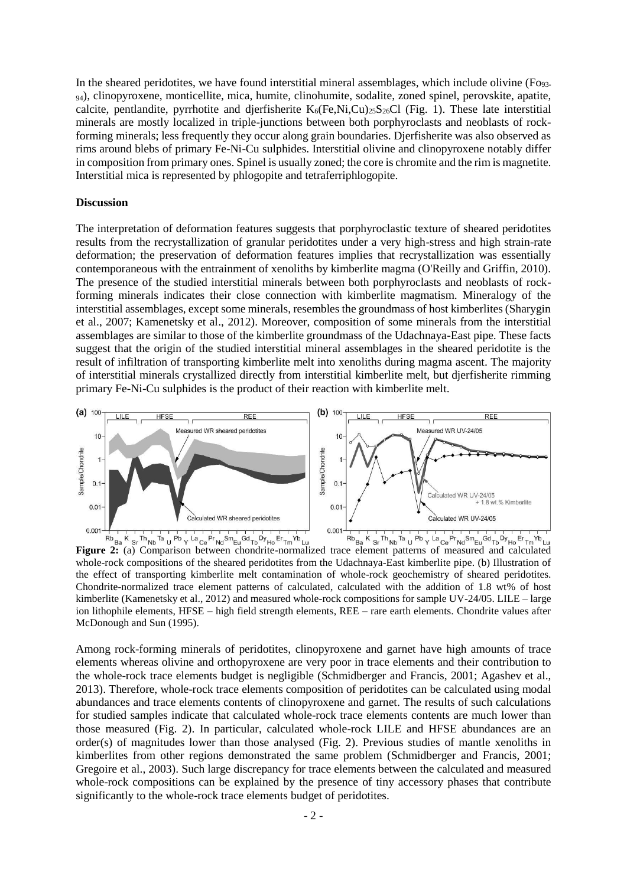In the sheared peridotites, we have found interstitial mineral assemblages, which include olivine ($Fo_{93-94}$), clinopyroxene, monticellite, mica, humite, clinohumite, sodalite, zoned spinel, perovskite, apatite, calcite, pentlandite, pyrrhotite and djerfisherite $K_6(Fe,Ni,Cu)_{25}S_{26}Cl$ (Fig. 1). These late interstitial minerals are mostly localized in triple-junctions between both porphyroclasts and neoblasts of rock-forming minerals; less frequently they occur along grain boundaries. Djerfisherite was also observed as rims around blebs of primary Fe-Ni-Cu sulphides. Interstitial olivine and clinopyroxene notably differ in composition from primary ones. Spinel is usually zoned; the core is chromite and the rim is magnetite. Interstitial mica is represented by phlogopite and tetraferriphlogopite.

## Discussion

The interpretation of deformation features suggests that porphyroclastic texture of sheared peridotites results from the recrystallization of granular peridotites under a very high-stress and high strain-rate deformation; the preservation of deformation features implies that recrystallization was essentially contemporaneous with the entrainment of xenoliths by kimberlite magma (O'Reilly and Griffin, 2010). The presence of the studied interstitial minerals between both porphyroclasts and neoblasts of rock-forming minerals indicates their close connection with kimberlite magmatism. Mineralogy of the interstitial assemblages, except some minerals, resembles the groundmass of host kimberlites (Sharygin et al., 2007; Kamenetsky et al., 2012). Moreover, composition of some minerals from the interstitial assemblages are similar to those of the kimberlite groundmass of the Udachnaya-East pipe. These facts suggest that the origin of the studied interstitial mineral assemblages in the sheared peridotite is the result of infiltration of transporting kimberlite melt into xenoliths during magma ascent. The majority of interstitial minerals crystallized directly from interstitial kimberlite melt, but djerfisherite rimming primary Fe-Ni-Cu sulphides is the product of their reaction with kimberlite melt.

(a)
LILE
HFSE
REE
Measured WR sheared peridotites
Calculated WR sheared peridotites
Sample/Chondrite
100
10
1
0.1
0.01
0.001
Rb Ba K Sr Th Nb Ta U Pb Y La Ce Pr Nd Sm Eu Gd Tb Dy Ho Er Tm Yb Lu

(b)
LILE
HFSE
REE
Measured WR UV-24/05
Calculated WR UV-24/05 + 1.8 wt.% Kimberlite
Calculated WR UV-24/05
Sample/Chondrite
100
10
1
0.1
0.01
0.001
Rb Ba K Sr Th Nb Ta U Pb Y La Ce Pr Nd Sm Eu Gd Tb Dy Ho Er Tm Yb Lu

**Figure 2:** (a) Comparison between chondrite-normalized trace element patterns of measured and calculated whole-rock compositions of the sheared peridotites from the Udachnaya-East kimberlite pipe. (b) Illustration of the effect of transporting kimberlite melt contamination of whole-rock geochemistry of sheared peridotites. Chondrite-normalized trace element patterns of calculated, calculated with the addition of 1.8 wt% of host kimberlite (Kamenetsky et al., 2012) and measured whole-rock compositions for sample UV-24/05. LILE – large ion lithophile elements, HFSE – high field strength elements, REE – rare earth elements. Chondrite values after McDonough and Sun (1995).

Among rock-forming minerals of peridotites, clinopyroxene and garnet have high amounts of trace elements whereas olivine and orthopyroxene are very poor in trace elements and their contribution to the whole-rock trace elements budget is negligible (Schmidberger and Francis, 2001; Agashev et al., 2013). Therefore, whole-rock trace elements composition of peridotites can be calculated using modal abundances and trace elements contents of clinopyroxene and garnet. The results of such calculations for studied samples indicate that calculated whole-rock trace elements contents are much lower than those measured (Fig. 2). In particular, calculated whole-rock LILE and HFSE abundances are an order(s) of magnitudes lower than those analysed (Fig. 2). Previous studies of mantle xenoliths in kimberlites from other regions demonstrated the same problem (Schmidberger and Francis, 2001; Gregoire et al., 2003). Such large discrepancy for trace elements between the calculated and measured whole-rock compositions can be explained by the presence of tiny accessory phases that contribute significantly to the whole-rock trace elements budget of peridotites.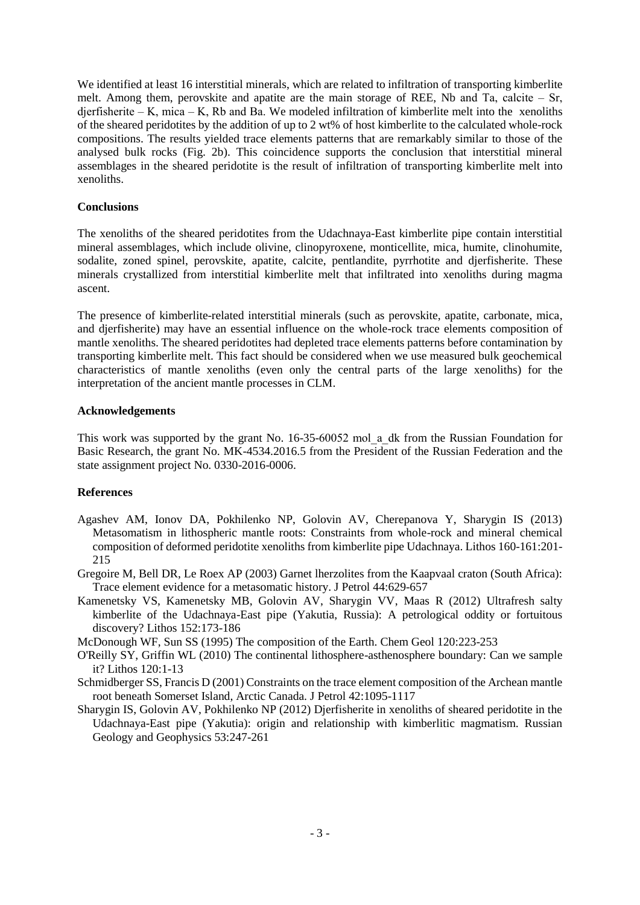We identified at least 16 interstitial minerals, which are related to infiltration of transporting kimberlite melt. Among them, perovskite and apatite are the main storage of REE, Nb and Ta, calcite – Sr, djerfisherite – K, mica – K, Rb and Ba. We modeled infiltration of kimberlite melt into the xenoliths of the sheared peridotites by the addition of up to 2 wt% of host kimberlite to the calculated whole-rock compositions. The results yielded trace elements patterns that are remarkably similar to those of the analysed bulk rocks (Fig. 2b). This coincidence supports the conclusion that interstitial mineral assemblages in the sheared peridotite is the result of infiltration of transporting kimberlite melt into xenoliths.

### Conclusions

The xenoliths of the sheared peridotites from the Udachnaya-East kimberlite pipe contain interstitial mineral assemblages, which include olivine, clinopyroxene, monticellite, mica, humite, clinohumite, sodalite, zoned spinel, perovskite, apatite, calcite, pentlandite, pyrrhotite and djerfisherite. These minerals crystallized from interstitial kimberlite melt that infiltrated into xenoliths during magma ascent.

The presence of kimberlite-related interstitial minerals (such as perovskite, apatite, carbonate, mica, and djerfisherite) may have an essential influence on the whole-rock trace elements composition of mantle xenoliths. The sheared peridotites had depleted trace elements patterns before contamination by transporting kimberlite melt. This fact should be considered when we use measured bulk geochemical characteristics of mantle xenoliths (even only the central parts of the large xenoliths) for the interpretation of the ancient mantle processes in CLM.

### Acknowledgements

This work was supported by the grant No. 16-35-60052 mol_a_dk from the Russian Foundation for Basic Research, the grant No. MK-4534.2016.5 from the President of the Russian Federation and the state assignment project No. 0330-2016-0006.

### References

Agashev AM, Ionov DA, Pokhilenko NP, Golovin AV, Cherepanova Y, Sharygin IS (2013) Metasomatism in lithospheric mantle roots: Constraints from whole-rock and mineral chemical composition of deformed peridotite xenoliths from kimberlite pipe Udachnaya. Lithos 160-161:201-215

Gregoire M, Bell DR, Le Roex AP (2003) Garnet lherzolites from the Kaapvaal craton (South Africa): Trace element evidence for a metasomatic history. J Petrol 44:629-657

Kamenetsky VS, Kamenetsky MB, Golovin AV, Sharygin VV, Maas R (2012) Ultrafresh salty kimberlite of the Udachnaya-East pipe (Yakutia, Russia): A petrological oddity or fortuitous discovery? Lithos 152:173-186

McDonough WF, Sun SS (1995) The composition of the Earth. Chem Geol 120:223-253

O'Reilly SY, Griffin WL (2010) The continental lithosphere-asthenosphere boundary: Can we sample it? Lithos 120:1-13

Schmidberger SS, Francis D (2001) Constraints on the trace element composition of the Archean mantle root beneath Somerset Island, Arctic Canada. J Petrol 42:1095-1117

Sharygin IS, Golovin AV, Pokhilenko NP (2012) Djerfisherite in xenoliths of sheared peridotite in the Udachnaya-East pipe (Yakutia): origin and relationship with kimberlitic magmatism. Russian Geology and Geophysics 53:247-261